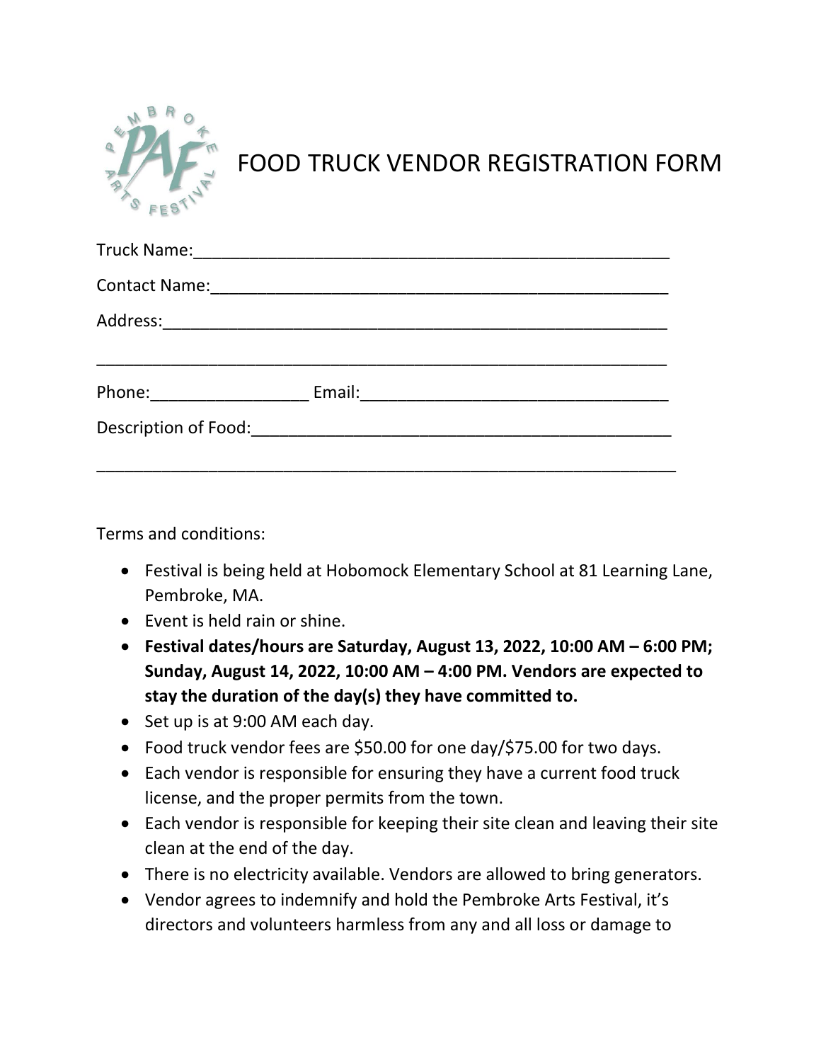# FOOD TRUCK VENDOR REGISTRATION FORM

Truck Name:_____________________________________________________

Contact Name:___________________________________________________

Address:_______________________________________________________

_____________________________________________________________

Phone:_________________ Email:__________________________________

Description of Food:_______________________________________________

_____________________________________________________________

Terms and conditions:

- Festival is being held at Hobomock Elementary School at 81 Learning Lane, Pembroke, MA.
- Event is held rain or shine.
- **Festival dates/hours are Saturday, August 13, 2022, 10:00 AM – 6:00 PM; Sunday, August 14, 2022, 10:00 AM – 4:00 PM. Vendors are expected to stay the duration of the day(s) they have committed to.**
- Set up is at 9:00 AM each day.
- Food truck vendor fees are $50.00 for one day/$75.00 for two days.
- Each vendor is responsible for ensuring they have a current food truck license, and the proper permits from the town.
- Each vendor is responsible for keeping their site clean and leaving their site clean at the end of the day.
- There is no electricity available. Vendors are allowed to bring generators.
- Vendor agrees to indemnify and hold the Pembroke Arts Festival, it's directors and volunteers harmless from any and all loss or damage to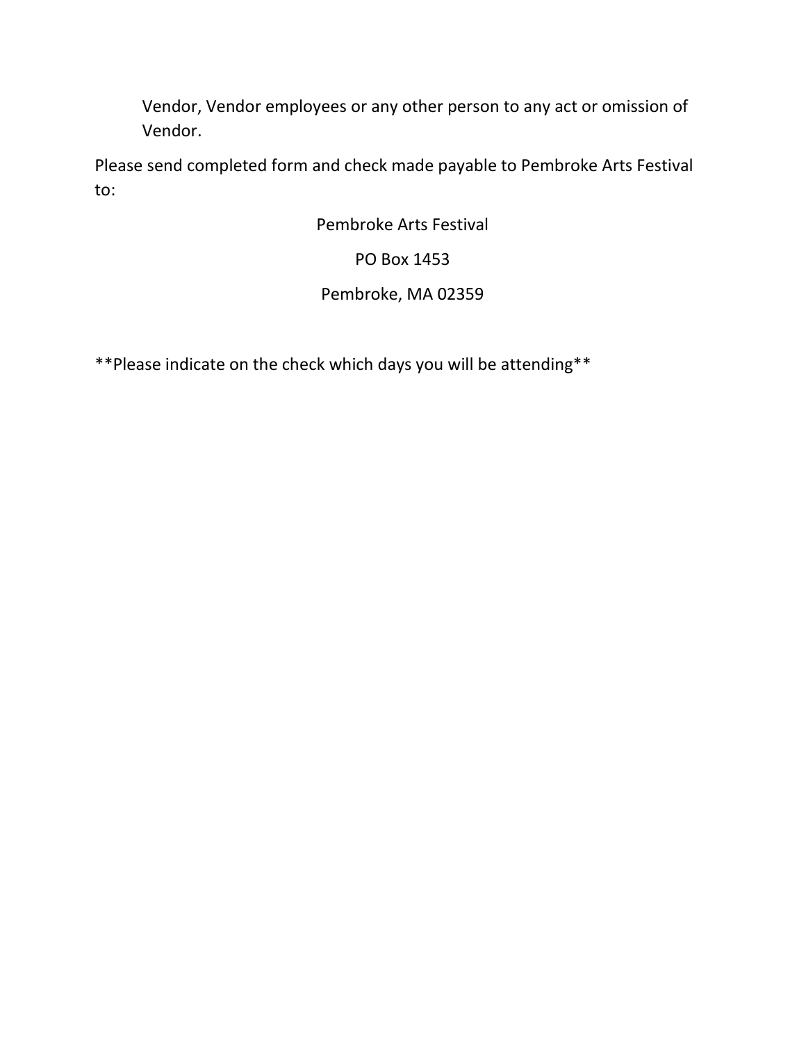Vendor, Vendor employees or any other person to any act or omission of Vendor.

Please send completed form and check made payable to Pembroke Arts Festival to:

Pembroke Arts Festival

PO Box 1453

Pembroke, MA 02359

**Please indicate on the check which days you will be attending**